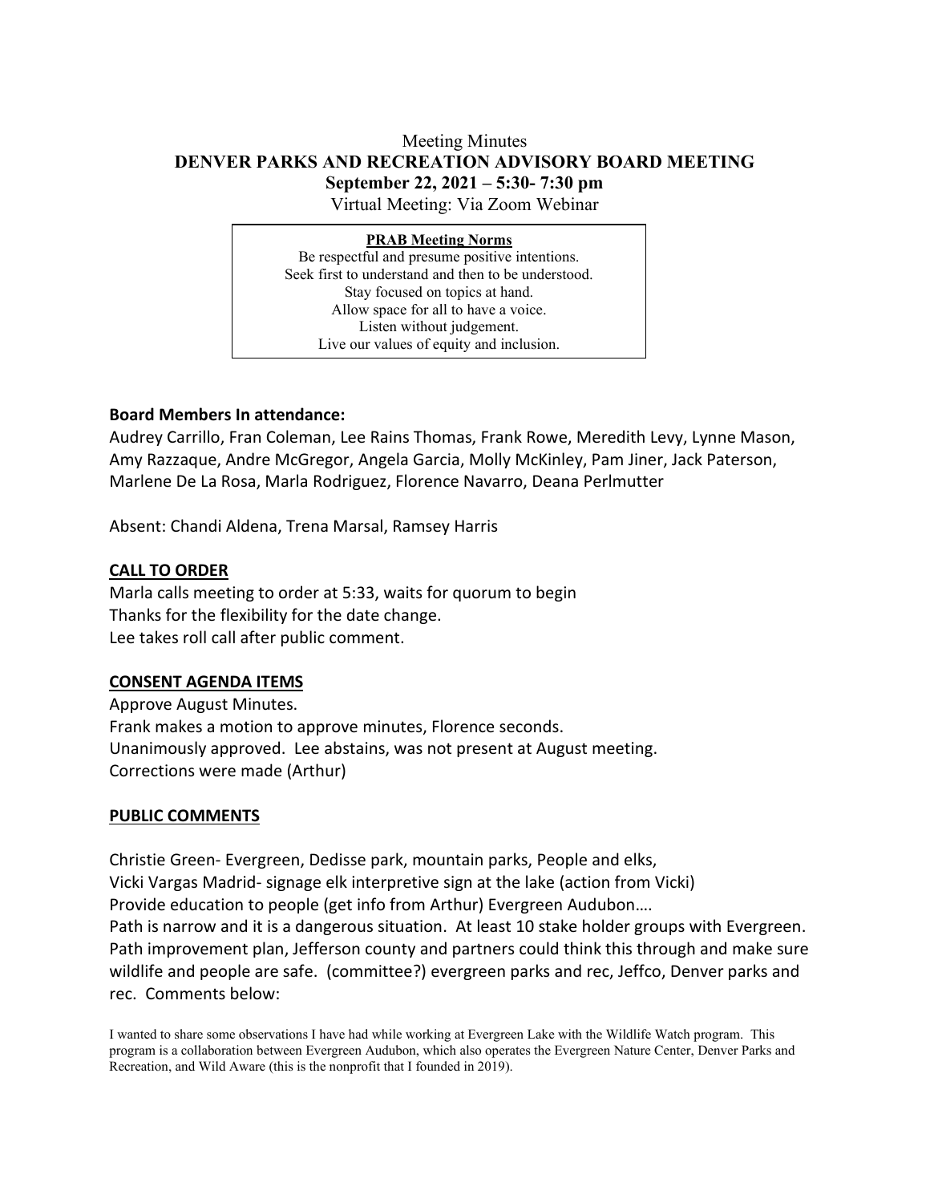Meeting Minutes

# DENVER PARKS AND RECREATION ADVISORY BOARD MEETING

**September 22, 2021 – 5:30- 7:30 pm**

Virtual Meeting: Via Zoom Webinar

> **PRAB Meeting Norms**
> Be respectful and presume positive intentions.
> Seek first to understand and then to be understood.
> Stay focused on topics at hand.
> Allow space for all to have a voice.
> Listen without judgement.
> Live our values of equity and inclusion.

**Board Members In attendance:**

Audrey Carrillo, Fran Coleman, Lee Rains Thomas, Frank Rowe, Meredith Levy, Lynne Mason, Amy Razzaque, Andre McGregor, Angela Garcia, Molly McKinley, Pam Jiner, Jack Paterson, Marlene De La Rosa, Marla Rodriguez, Florence Navarro, Deana Perlmutter

Absent: Chandi Aldena, Trena Marsal, Ramsey Harris

## CALL TO ORDER

Marla calls meeting to order at 5:33, waits for quorum to begin
Thanks for the flexibility for the date change.
Lee takes roll call after public comment.

## CONSENT AGENDA ITEMS

Approve August Minutes.
Frank makes a motion to approve minutes, Florence seconds.
Unanimously approved. Lee abstains, was not present at August meeting.
Corrections were made (Arthur)

## PUBLIC COMMENTS

Christie Green- Evergreen, Dedisse park, mountain parks, People and elks,
Vicki Vargas Madrid- signage elk interpretive sign at the lake (action from Vicki)
Provide education to people (get info from Arthur) Evergreen Audubon….
Path is narrow and it is a dangerous situation. At least 10 stake holder groups with Evergreen. Path improvement plan, Jefferson county and partners could think this through and make sure wildlife and people are safe. (committee?) evergreen parks and rec, Jeffco, Denver parks and rec. Comments below:

I wanted to share some observations I have had while working at Evergreen Lake with the Wildlife Watch program. This program is a collaboration between Evergreen Audubon, which also operates the Evergreen Nature Center, Denver Parks and Recreation, and Wild Aware (this is the nonprofit that I founded in 2019).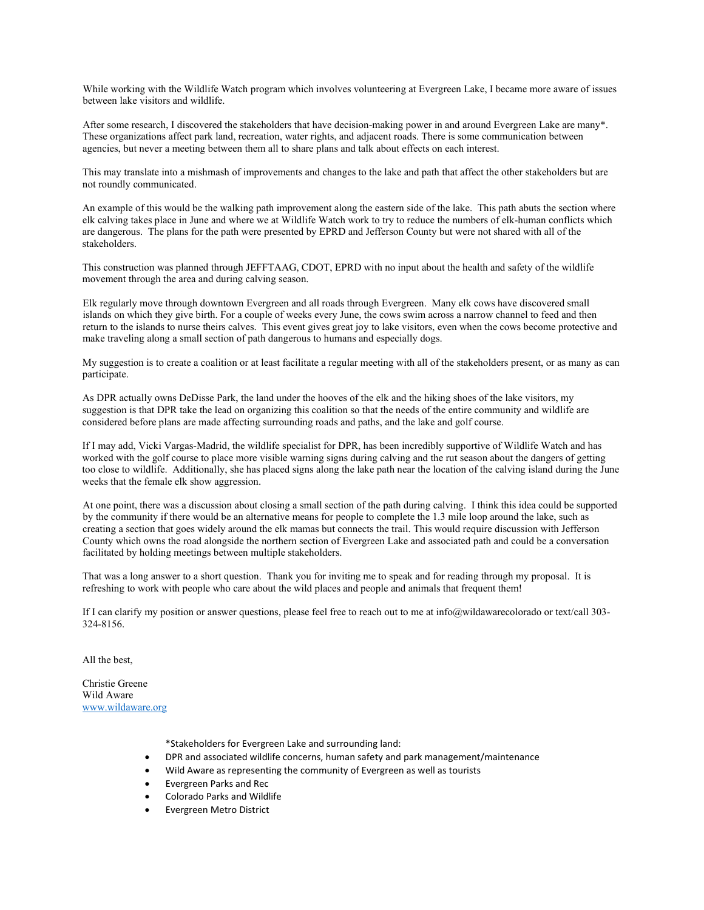While working with the Wildlife Watch program which involves volunteering at Evergreen Lake, I became more aware of issues between lake visitors and wildlife.

After some research, I discovered the stakeholders that have decision-making power in and around Evergreen Lake are many*. These organizations affect park land, recreation, water rights, and adjacent roads. There is some communication between agencies, but never a meeting between them all to share plans and talk about effects on each interest.

This may translate into a mishmash of improvements and changes to the lake and path that affect the other stakeholders but are not roundly communicated.

An example of this would be the walking path improvement along the eastern side of the lake. This path abuts the section where elk calving takes place in June and where we at Wildlife Watch work to try to reduce the numbers of elk-human conflicts which are dangerous. The plans for the path were presented by EPRD and Jefferson County but were not shared with all of the stakeholders.

This construction was planned through JEFFTAAG, CDOT, EPRD with no input about the health and safety of the wildlife movement through the area and during calving season.

Elk regularly move through downtown Evergreen and all roads through Evergreen. Many elk cows have discovered small islands on which they give birth. For a couple of weeks every June, the cows swim across a narrow channel to feed and then return to the islands to nurse theirs calves. This event gives great joy to lake visitors, even when the cows become protective and make traveling along a small section of path dangerous to humans and especially dogs.

My suggestion is to create a coalition or at least facilitate a regular meeting with all of the stakeholders present, or as many as can participate.

As DPR actually owns DeDisse Park, the land under the hooves of the elk and the hiking shoes of the lake visitors, my suggestion is that DPR take the lead on organizing this coalition so that the needs of the entire community and wildlife are considered before plans are made affecting surrounding roads and paths, and the lake and golf course.

If I may add, Vicki Vargas-Madrid, the wildlife specialist for DPR, has been incredibly supportive of Wildlife Watch and has worked with the golf course to place more visible warning signs during calving and the rut season about the dangers of getting too close to wildlife. Additionally, she has placed signs along the lake path near the location of the calving island during the June weeks that the female elk show aggression.

At one point, there was a discussion about closing a small section of the path during calving. I think this idea could be supported by the community if there would be an alternative means for people to complete the 1.3 mile loop around the lake, such as creating a section that goes widely around the elk mamas but connects the trail. This would require discussion with Jefferson County which owns the road alongside the northern section of Evergreen Lake and associated path and could be a conversation facilitated by holding meetings between multiple stakeholders.

That was a long answer to a short question. Thank you for inviting me to speak and for reading through my proposal. It is refreshing to work with people who care about the wild places and people and animals that frequent them!

If I can clarify my position or answer questions, please feel free to reach out to me at info@wildawarecolorado or text/call 303-324-8156.

All the best,

Christie Greene
Wild Aware
www.wildaware.org

*Stakeholders for Evergreen Lake and surrounding land:

- DPR and associated wildlife concerns, human safety and park management/maintenance
- Wild Aware as representing the community of Evergreen as well as tourists
- Evergreen Parks and Rec
- Colorado Parks and Wildlife
- Evergreen Metro District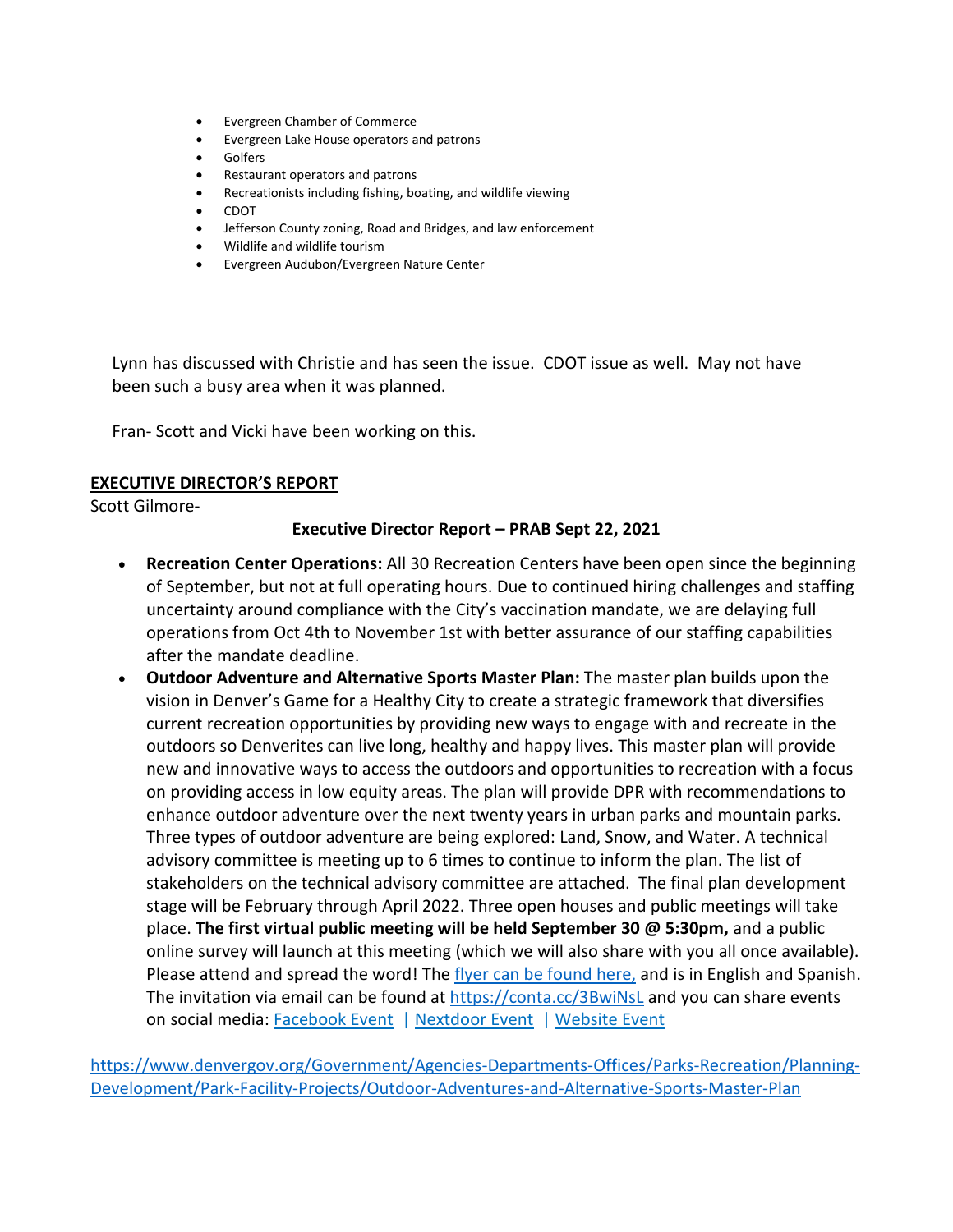- Evergreen Chamber of Commerce
- Evergreen Lake House operators and patrons
- Golfers
- Restaurant operators and patrons
- Recreationists including fishing, boating, and wildlife viewing
- CDOT
- Jefferson County zoning, Road and Bridges, and law enforcement
- Wildlife and wildlife tourism
- Evergreen Audubon/Evergreen Nature Center

Lynn has discussed with Christie and has seen the issue. CDOT issue as well. May not have been such a busy area when it was planned.

Fran- Scott and Vicki have been working on this.

**EXECUTIVE DIRECTOR'S REPORT**

Scott Gilmore-

**Executive Director Report – PRAB Sept 22, 2021**

- **Recreation Center Operations:** All 30 Recreation Centers have been open since the beginning of September, but not at full operating hours. Due to continued hiring challenges and staffing uncertainty around compliance with the City's vaccination mandate, we are delaying full operations from Oct 4th to November 1st with better assurance of our staffing capabilities after the mandate deadline.
- **Outdoor Adventure and Alternative Sports Master Plan:** The master plan builds upon the vision in Denver's Game for a Healthy City to create a strategic framework that diversifies current recreation opportunities by providing new ways to engage with and recreate in the outdoors so Denverites can live long, healthy and happy lives. This master plan will provide new and innovative ways to access the outdoors and opportunities to recreation with a focus on providing access in low equity areas. The plan will provide DPR with recommendations to enhance outdoor adventure over the next twenty years in urban parks and mountain parks. Three types of outdoor adventure are being explored: Land, Snow, and Water. A technical advisory committee is meeting up to 6 times to continue to inform the plan. The list of stakeholders on the technical advisory committee are attached. The final plan development stage will be February through April 2022. Three open houses and public meetings will take place. **The first virtual public meeting will be held September 30 @ 5:30pm,** and a public online survey will launch at this meeting (which we will also share with you all once available). Please attend and spread the word! The flyer can be found here, and is in English and Spanish. The invitation via email can be found at https://conta.cc/3BwiNsL and you can share events on social media: Facebook Event | Nextdoor Event | Website Event

https://www.denvergov.org/Government/Agencies-Departments-Offices/Parks-Recreation/Planning-Development/Park-Facility-Projects/Outdoor-Adventures-and-Alternative-Sports-Master-Plan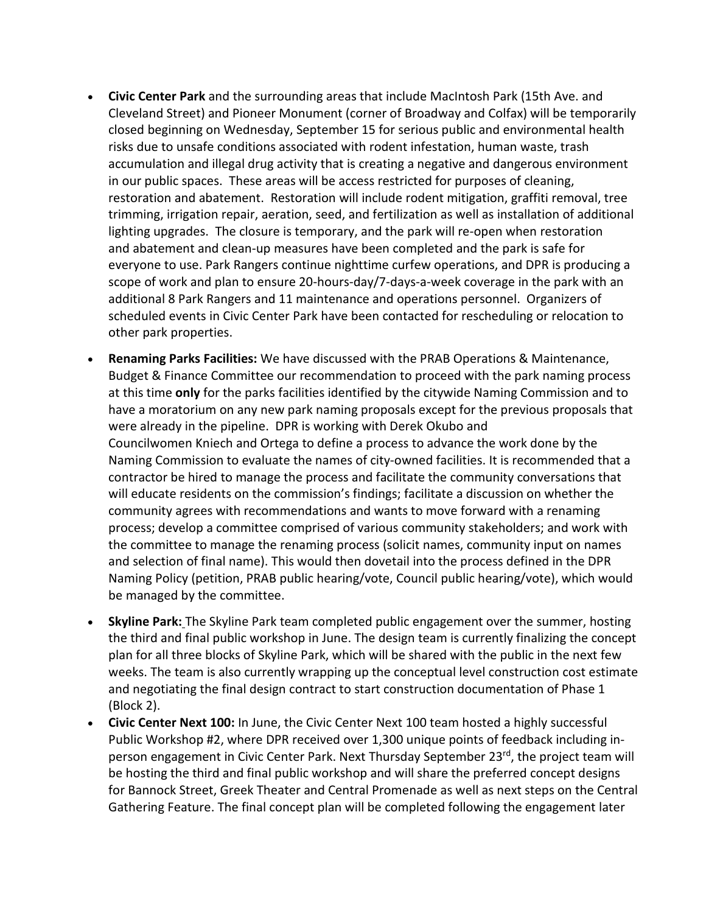- **Civic Center Park** and the surrounding areas that include MacIntosh Park (15th Ave. and Cleveland Street) and Pioneer Monument (corner of Broadway and Colfax) will be temporarily closed beginning on Wednesday, September 15 for serious public and environmental health risks due to unsafe conditions associated with rodent infestation, human waste, trash accumulation and illegal drug activity that is creating a negative and dangerous environment in our public spaces. These areas will be access restricted for purposes of cleaning, restoration and abatement. Restoration will include rodent mitigation, graffiti removal, tree trimming, irrigation repair, aeration, seed, and fertilization as well as installation of additional lighting upgrades. The closure is temporary, and the park will re-open when restoration and abatement and clean-up measures have been completed and the park is safe for everyone to use. Park Rangers continue nighttime curfew operations, and DPR is producing a scope of work and plan to ensure 20-hours-day/7-days-a-week coverage in the park with an additional 8 Park Rangers and 11 maintenance and operations personnel. Organizers of scheduled events in Civic Center Park have been contacted for rescheduling or relocation to other park properties.

- **Renaming Parks Facilities:** We have discussed with the PRAB Operations & Maintenance, Budget & Finance Committee our recommendation to proceed with the park naming process at this time **only** for the parks facilities identified by the citywide Naming Commission and to have a moratorium on any new park naming proposals except for the previous proposals that were already in the pipeline. DPR is working with Derek Okubo and Councilwomen Kniech and Ortega to define a process to advance the work done by the Naming Commission to evaluate the names of city-owned facilities. It is recommended that a contractor be hired to manage the process and facilitate the community conversations that will educate residents on the commission's findings; facilitate a discussion on whether the community agrees with recommendations and wants to move forward with a renaming process; develop a committee comprised of various community stakeholders; and work with the committee to manage the renaming process (solicit names, community input on names and selection of final name). This would then dovetail into the process defined in the DPR Naming Policy (petition, PRAB public hearing/vote, Council public hearing/vote), which would be managed by the committee.

- **Skyline Park:** The Skyline Park team completed public engagement over the summer, hosting the third and final public workshop in June. The design team is currently finalizing the concept plan for all three blocks of Skyline Park, which will be shared with the public in the next few weeks. The team is also currently wrapping up the conceptual level construction cost estimate and negotiating the final design contract to start construction documentation of Phase 1 (Block 2).

- **Civic Center Next 100:** In June, the Civic Center Next 100 team hosted a highly successful Public Workshop #2, where DPR received over 1,300 unique points of feedback including in-person engagement in Civic Center Park. Next Thursday September 23rd, the project team will be hosting the third and final public workshop and will share the preferred concept designs for Bannock Street, Greek Theater and Central Promenade as well as next steps on the Central Gathering Feature. The final concept plan will be completed following the engagement later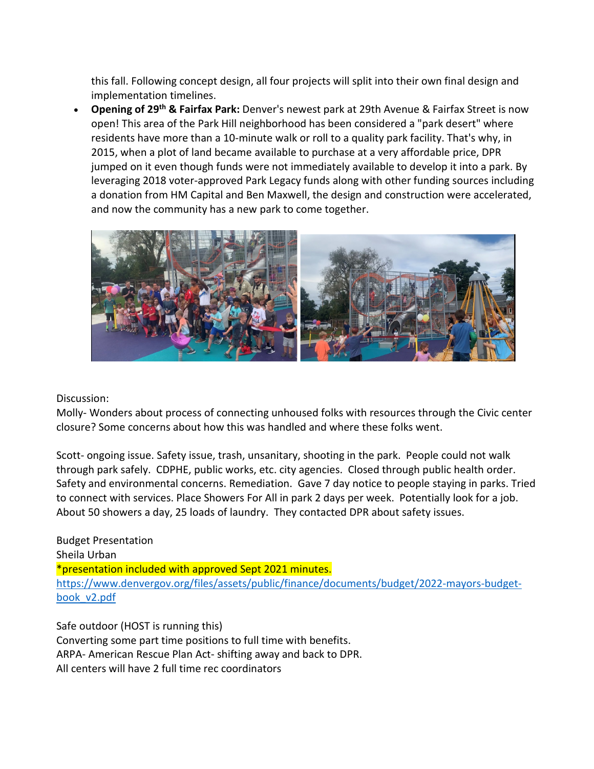this fall. Following concept design, all four projects will split into their own final design and implementation timelines.

- **Opening of 29th & Fairfax Park:** Denver's newest park at 29th Avenue & Fairfax Street is now open! This area of the Park Hill neighborhood has been considered a "park desert" where residents have more than a 10-minute walk or roll to a quality park facility. That's why, in 2015, when a plot of land became available to purchase at a very affordable price, DPR jumped on it even though funds were not immediately available to develop it into a park. By leveraging 2018 voter-approved Park Legacy funds along with other funding sources including a donation from HM Capital and Ben Maxwell, the design and construction were accelerated, and now the community has a new park to come together.

Discussion:
Molly- Wonders about process of connecting unhoused folks with resources through the Civic center closure? Some concerns about how this was handled and where these folks went.

Scott- ongoing issue. Safety issue, trash, unsanitary, shooting in the park. People could not walk through park safely. CDPHE, public works, etc. city agencies. Closed through public health order. Safety and environmental concerns. Remediation. Gave 7 day notice to people staying in parks. Tried to connect with services. Place Showers For All in park 2 days per week. Potentially look for a job. About 50 showers a day, 25 loads of laundry. They contacted DPR about safety issues.

Budget Presentation
Sheila Urban
*presentation included with approved Sept 2021 minutes.
https://www.denvergov.org/files/assets/public/finance/documents/budget/2022-mayors-budget-book_v2.pdf

Safe outdoor (HOST is running this)
Converting some part time positions to full time with benefits.
ARPA- American Rescue Plan Act- shifting away and back to DPR.
All centers will have 2 full time rec coordinators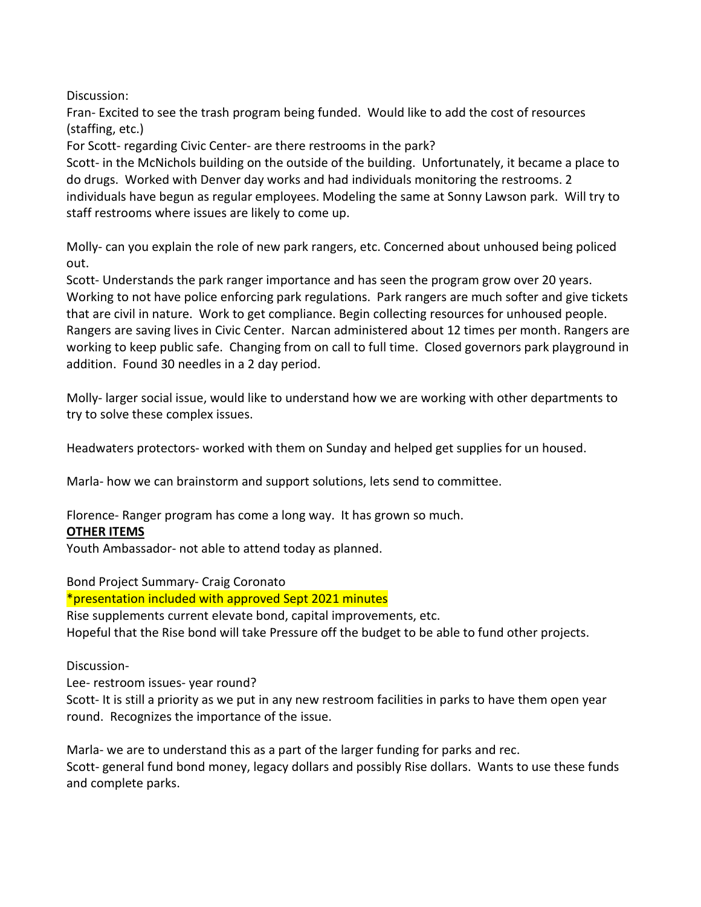Discussion:

Fran- Excited to see the trash program being funded. Would like to add the cost of resources (staffing, etc.)

For Scott- regarding Civic Center- are there restrooms in the park?

Scott- in the McNichols building on the outside of the building. Unfortunately, it became a place to do drugs. Worked with Denver day works and had individuals monitoring the restrooms. 2 individuals have begun as regular employees. Modeling the same at Sonny Lawson park. Will try to staff restrooms where issues are likely to come up.

Molly- can you explain the role of new park rangers, etc. Concerned about unhoused being policed out.

Scott- Understands the park ranger importance and has seen the program grow over 20 years. Working to not have police enforcing park regulations. Park rangers are much softer and give tickets that are civil in nature. Work to get compliance. Begin collecting resources for unhoused people. Rangers are saving lives in Civic Center. Narcan administered about 12 times per month. Rangers are working to keep public safe. Changing from on call to full time. Closed governors park playground in addition. Found 30 needles in a 2 day period.

Molly- larger social issue, would like to understand how we are working with other departments to try to solve these complex issues.

Headwaters protectors- worked with them on Sunday and helped get supplies for un housed.

Marla- how we can brainstorm and support solutions, lets send to committee.

Florence- Ranger program has come a long way. It has grown so much.

**OTHER ITEMS**

Youth Ambassador- not able to attend today as planned.

Bond Project Summary- Craig Coronato

*presentation included with approved Sept 2021 minutes

Rise supplements current elevate bond, capital improvements, etc.

Hopeful that the Rise bond will take Pressure off the budget to be able to fund other projects.

Discussion-

Lee- restroom issues- year round?

Scott- It is still a priority as we put in any new restroom facilities in parks to have them open year round. Recognizes the importance of the issue.

Marla- we are to understand this as a part of the larger funding for parks and rec.

Scott- general fund bond money, legacy dollars and possibly Rise dollars. Wants to use these funds and complete parks.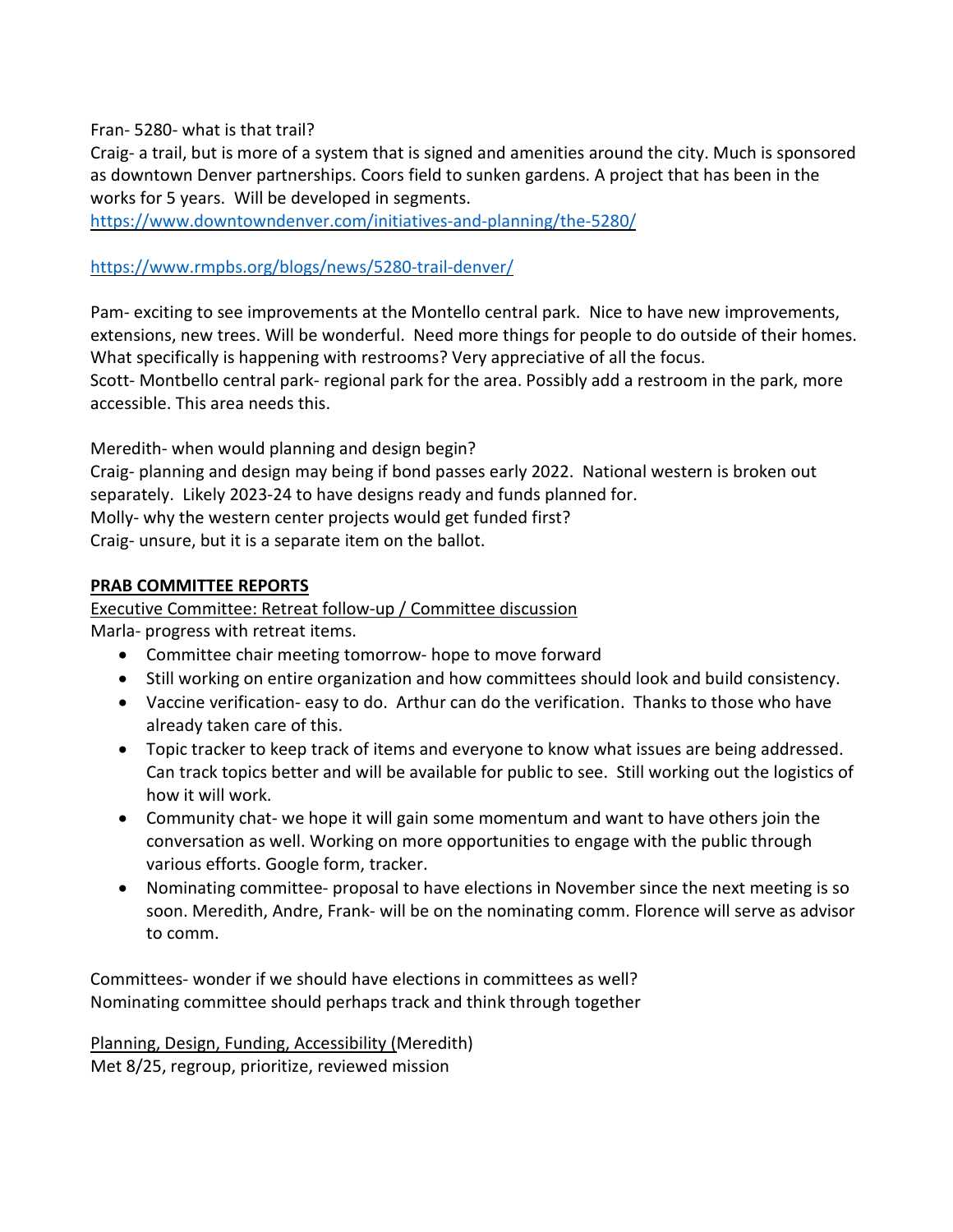Fran- 5280- what is that trail?
Craig- a trail, but is more of a system that is signed and amenities around the city. Much is sponsored as downtown Denver partnerships. Coors field to sunken gardens. A project that has been in the works for 5 years. Will be developed in segments.
https://www.downtowndenver.com/initiatives-and-planning/the-5280/

https://www.rmpbs.org/blogs/news/5280-trail-denver/

Pam- exciting to see improvements at the Montello central park. Nice to have new improvements, extensions, new trees. Will be wonderful. Need more things for people to do outside of their homes. What specifically is happening with restrooms? Very appreciative of all the focus.
Scott- Montbello central park- regional park for the area. Possibly add a restroom in the park, more accessible. This area needs this.

Meredith- when would planning and design begin?
Craig- planning and design may being if bond passes early 2022. National western is broken out separately. Likely 2023-24 to have designs ready and funds planned for.
Molly- why the western center projects would get funded first?
Craig- unsure, but it is a separate item on the ballot.

**PRAB COMMITTEE REPORTS**

Executive Committee: Retreat follow-up / Committee discussion
Marla- progress with retreat items.

- Committee chair meeting tomorrow- hope to move forward
- Still working on entire organization and how committees should look and build consistency.
- Vaccine verification- easy to do. Arthur can do the verification. Thanks to those who have already taken care of this.
- Topic tracker to keep track of items and everyone to know what issues are being addressed. Can track topics better and will be available for public to see. Still working out the logistics of how it will work.
- Community chat- we hope it will gain some momentum and want to have others join the conversation as well. Working on more opportunities to engage with the public through various efforts. Google form, tracker.
- Nominating committee- proposal to have elections in November since the next meeting is so soon. Meredith, Andre, Frank- will be on the nominating comm. Florence will serve as advisor to comm.

Committees- wonder if we should have elections in committees as well?
Nominating committee should perhaps track and think through together

Planning, Design, Funding, Accessibility (Meredith)
Met 8/25, regroup, prioritize, reviewed mission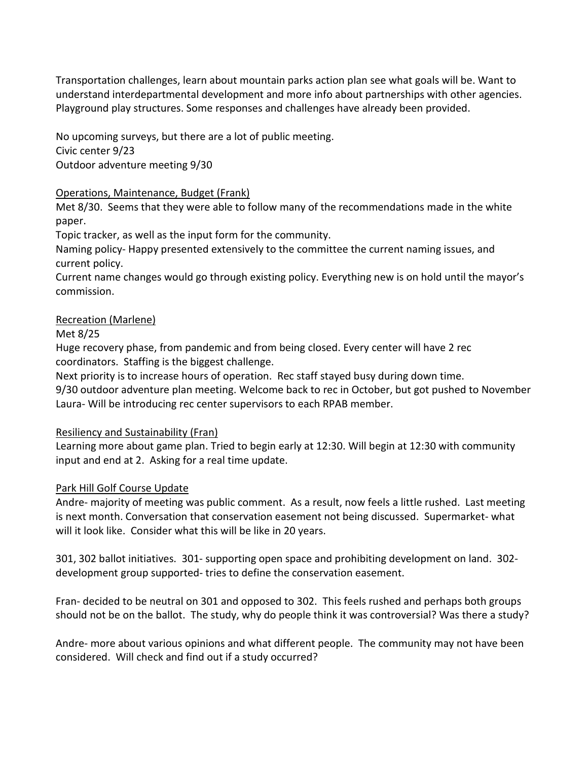Transportation challenges, learn about mountain parks action plan see what goals will be. Want to understand interdepartmental development and more info about partnerships with other agencies. Playground play structures. Some responses and challenges have already been provided.

No upcoming surveys, but there are a lot of public meeting.
Civic center 9/23
Outdoor adventure meeting 9/30

<u>Operations, Maintenance, Budget (Frank)</u>

Met 8/30. Seems that they were able to follow many of the recommendations made in the white paper.
Topic tracker, as well as the input form for the community.
Naming policy- Happy presented extensively to the committee the current naming issues, and current policy.
Current name changes would go through existing policy. Everything new is on hold until the mayor's commission.

<u>Recreation (Marlene)</u>

Met 8/25
Huge recovery phase, from pandemic and from being closed. Every center will have 2 rec coordinators. Staffing is the biggest challenge.
Next priority is to increase hours of operation. Rec staff stayed busy during down time.
9/30 outdoor adventure plan meeting. Welcome back to rec in October, but got pushed to November
Laura- Will be introducing rec center supervisors to each RPAB member.

<u>Resiliency and Sustainability (Fran)</u>

Learning more about game plan. Tried to begin early at 12:30. Will begin at 12:30 with community input and end at 2. Asking for a real time update.

<u>Park Hill Golf Course Update</u>

Andre- majority of meeting was public comment. As a result, now feels a little rushed. Last meeting is next month. Conversation that conservation easement not being discussed. Supermarket- what will it look like. Consider what this will be like in 20 years.

301, 302 ballot initiatives. 301- supporting open space and prohibiting development on land. 302- development group supported- tries to define the conservation easement.

Fran- decided to be neutral on 301 and opposed to 302. This feels rushed and perhaps both groups should not be on the ballot. The study, why do people think it was controversial? Was there a study?

Andre- more about various opinions and what different people. The community may not have been considered. Will check and find out if a study occurred?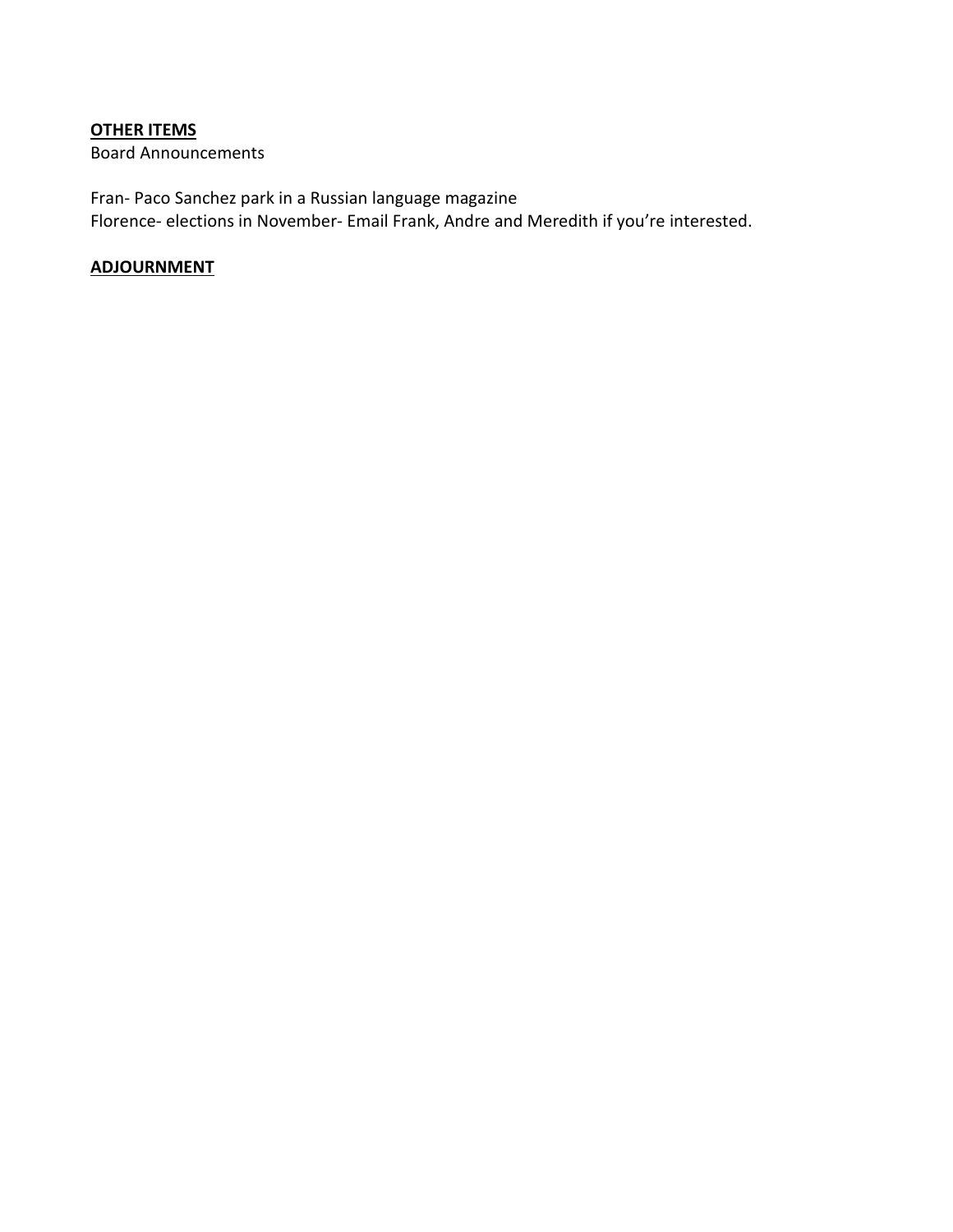**OTHER ITEMS**

Board Announcements

Fran- Paco Sanchez park in a Russian language magazine
Florence- elections in November- Email Frank, Andre and Meredith if you're interested.

**ADJOURNMENT**